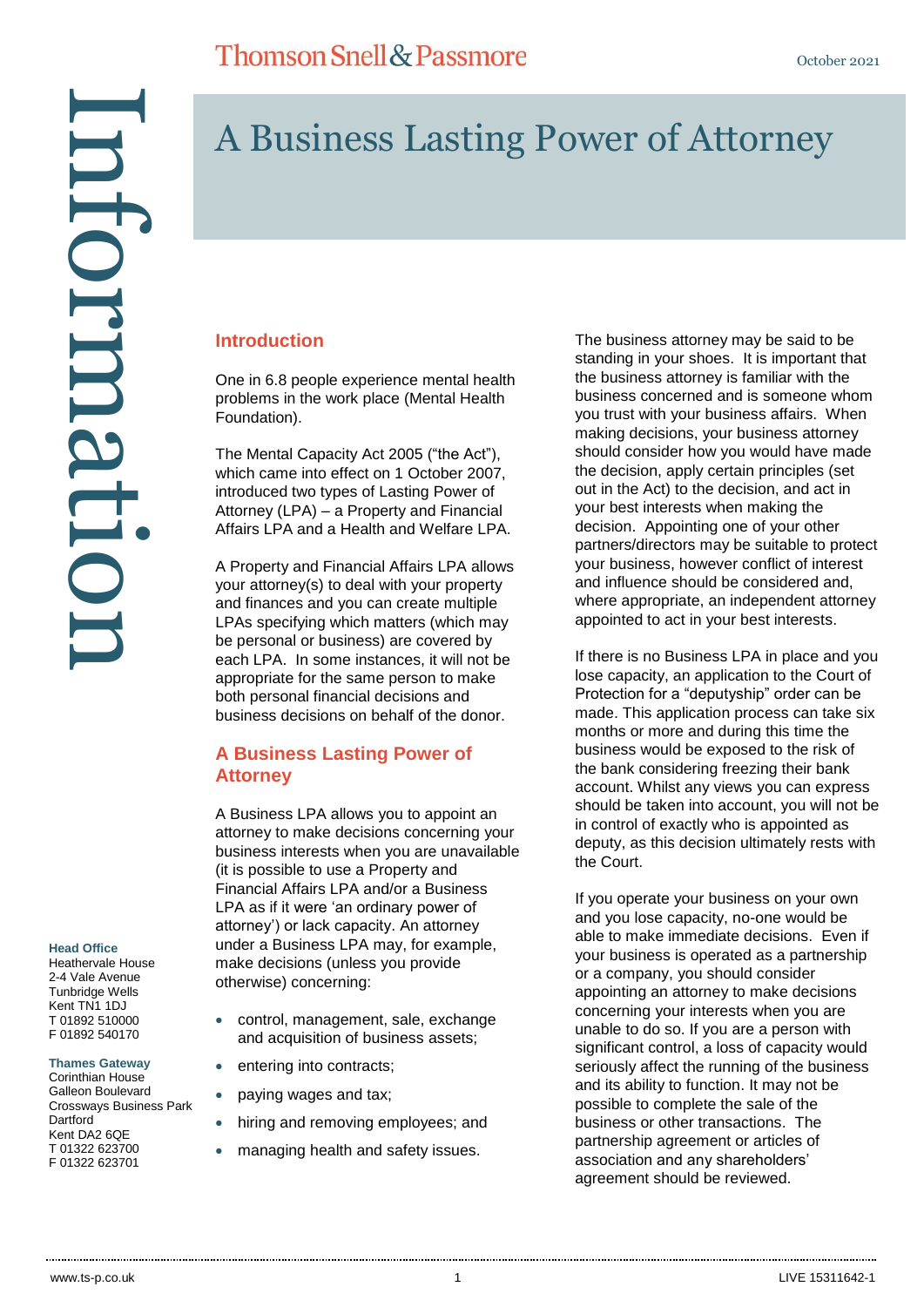# A Business Lasting Power of Attorney

## Introduction

One in 6.8 people experience mental health problems in the work place (Mental Health Foundation).

The Mental Capacity Act 2005 ("the Act"), which came into effect on 1 October 2007, introduced two types of Lasting Power of Attorney (LPA) – a Property and Financial Affairs LPA and a Health and Welfare LPA.

A Property and Financial Affairs LPA allows your attorney(s) to deal with your property and finances and you can create multiple LPAs specifying which matters (which may be personal or business) are covered by each LPA. In some instances, it will not be appropriate for the same person to make both personal financial decisions and business decisions on behalf of the donor.

## A Business Lasting Power of Attorney

A Business LPA allows you to appoint an attorney to make decisions concerning your business interests when you are unavailable (it is possible to use a Property and Financial Affairs LPA and/or a Business LPA as if it were 'an ordinary power of attorney') or lack capacity. An attorney under a Business LPA may, for example, make decisions (unless you provide otherwise) concerning:

- control, management, sale, exchange and acquisition of business assets;
- entering into contracts;
- paying wages and tax;
- hiring and removing employees; and
- managing health and safety issues.

The business attorney may be said to be standing in your shoes. It is important that the business attorney is familiar with the business concerned and is someone whom you trust with your business affairs. When making decisions, your business attorney should consider how you would have made the decision, apply certain principles (set out in the Act) to the decision, and act in your best interests when making the decision. Appointing one of your other partners/directors may be suitable to protect your business, however conflict of interest and influence should be considered and, where appropriate, an independent attorney appointed to act in your best interests.

If there is no Business LPA in place and you lose capacity, an application to the Court of Protection for a "deputyship" order can be made. This application process can take six months or more and during this time the business would be exposed to the risk of the bank considering freezing their bank account. Whilst any views you can express should be taken into account, you will not be in control of exactly who is appointed as deputy, as this decision ultimately rests with the Court.

If you operate your business on your own and you lose capacity, no-one would be able to make immediate decisions. Even if your business is operated as a partnership or a company, you should consider appointing an attorney to make decisions concerning your interests when you are unable to do so. If you are a person with significant control, a loss of capacity would seriously affect the running of the business and its ability to function. It may not be possible to complete the sale of the business or other transactions. The partnership agreement or articles of association and any shareholders' agreement should be reviewed.

**Head Office**
Heathervale House
2-4 Vale Avenue
Tunbridge Wells
Kent TN1 1DJ
T 01892 510000
F 01892 540170

**Thames Gateway**
Corinthian House
Galleon Boulevard
Crossways Business Park
Dartford
Kent DA2 6QE
T 01322 623700
F 01322 623701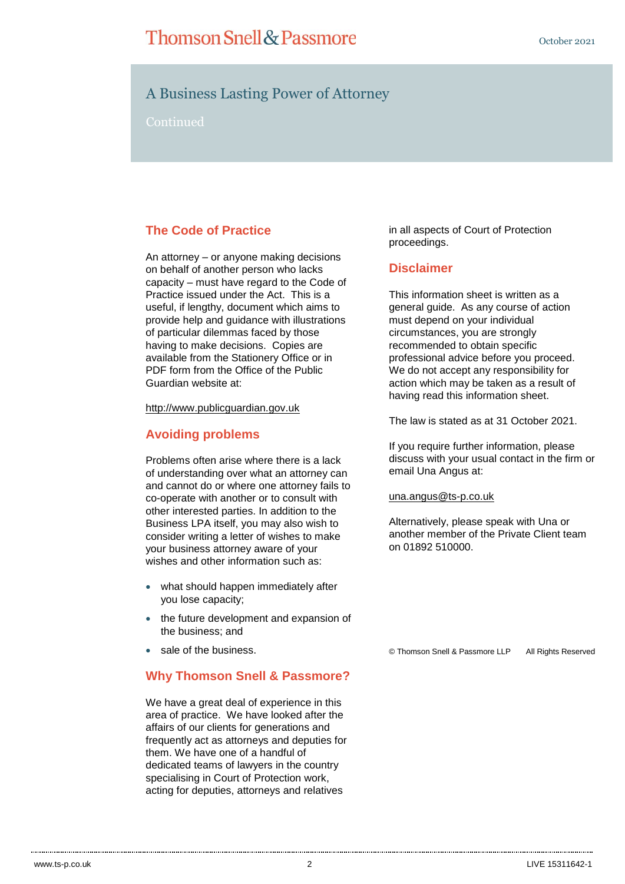# A Business Lasting Power of Attorney

Continued

## The Code of Practice

An attorney – or anyone making decisions on behalf of another person who lacks capacity – must have regard to the Code of Practice issued under the Act. This is a useful, if lengthy, document which aims to provide help and guidance with illustrations of particular dilemmas faced by those having to make decisions. Copies are available from the Stationery Office or in PDF form from the Office of the Public Guardian website at:

http://www.publicguardian.gov.uk

## Avoiding problems

Problems often arise where there is a lack of understanding over what an attorney can and cannot do or where one attorney fails to co-operate with another or to consult with other interested parties. In addition to the Business LPA itself, you may also wish to consider writing a letter of wishes to make your business attorney aware of your wishes and other information such as:

- what should happen immediately after you lose capacity;
- the future development and expansion of the business; and
- sale of the business.

## Why Thomson Snell & Passmore?

We have a great deal of experience in this area of practice. We have looked after the affairs of our clients for generations and frequently act as attorneys and deputies for them. We have one of a handful of dedicated teams of lawyers in the country specialising in Court of Protection work, acting for deputies, attorneys and relatives in all aspects of Court of Protection proceedings.

## Disclaimer

This information sheet is written as a general guide. As any course of action must depend on your individual circumstances, you are strongly recommended to obtain specific professional advice before you proceed. We do not accept any responsibility for action which may be taken as a result of having read this information sheet.

The law is stated as at 31 October 2021.

If you require further information, please discuss with your usual contact in the firm or email Una Angus at:

una.angus@ts-p.co.uk

Alternatively, please speak with Una or another member of the Private Client team on 01892 510000.

© Thomson Snell & Passmore LLP All Rights Reserved